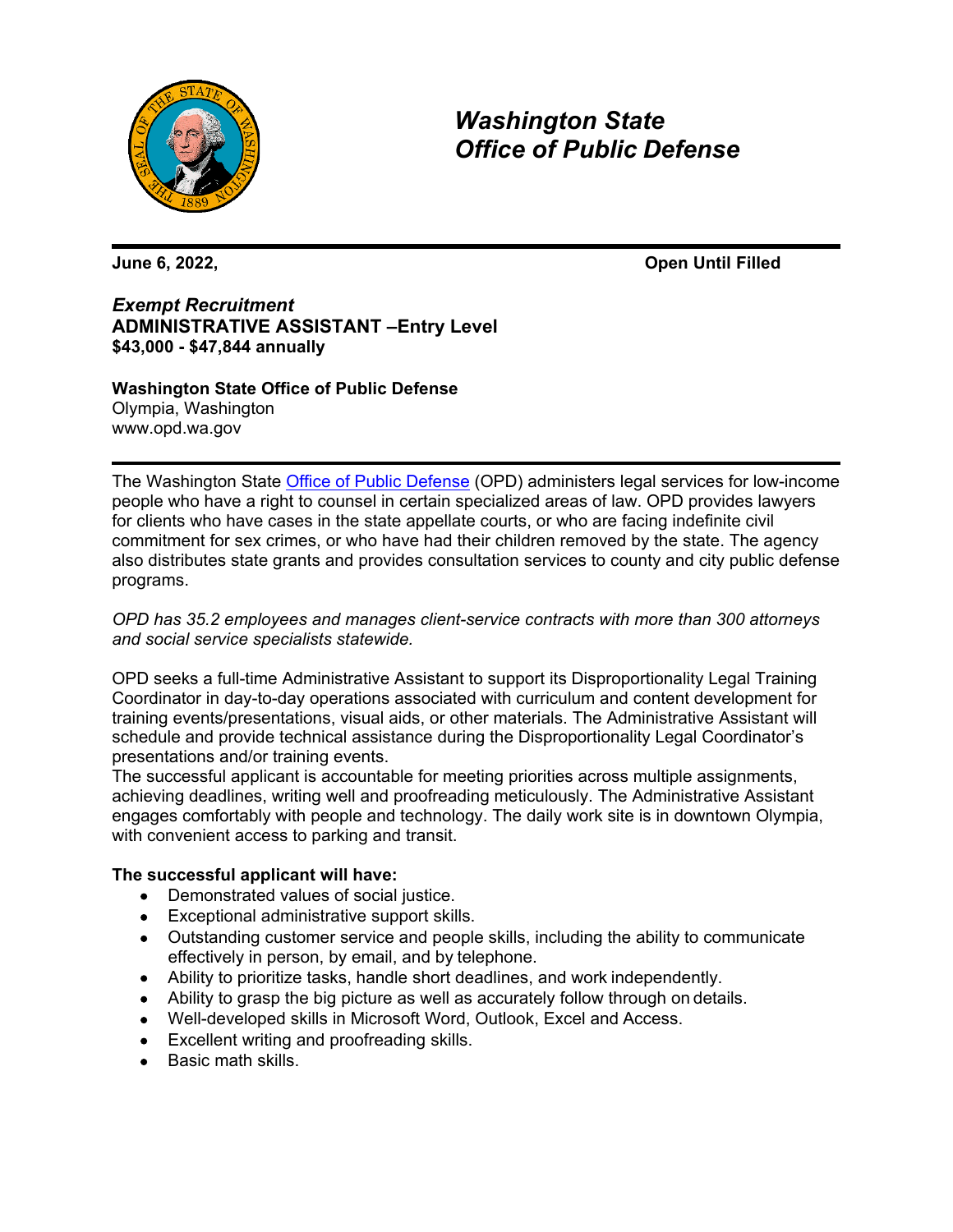# *Washington State Office of Public Defense*

**June 6, 2022,** **Open Until Filled**

***Exempt Recruitment***
**ADMINISTRATIVE ASSISTANT –Entry Level**
**$43,000 - $47,844 annually**

**Washington State Office of Public Defense**
Olympia, Washington
www.opd.wa.gov

The Washington State Office of Public Defense (OPD) administers legal services for low-income people who have a right to counsel in certain specialized areas of law. OPD provides lawyers for clients who have cases in the state appellate courts, or who are facing indefinite civil commitment for sex crimes, or who have had their children removed by the state. The agency also distributes state grants and provides consultation services to county and city public defense programs.

*OPD has 35.2 employees and manages client-service contracts with more than 300 attorneys and social service specialists statewide.*

OPD seeks a full-time Administrative Assistant to support its Disproportionality Legal Training Coordinator in day-to-day operations associated with curriculum and content development for training events/presentations, visual aids, or other materials. The Administrative Assistant will schedule and provide technical assistance during the Disproportionality Legal Coordinator's presentations and/or training events.
The successful applicant is accountable for meeting priorities across multiple assignments, achieving deadlines, writing well and proofreading meticulously. The Administrative Assistant engages comfortably with people and technology. The daily work site is in downtown Olympia, with convenient access to parking and transit.

**The successful applicant will have:**

- Demonstrated values of social justice.
- Exceptional administrative support skills.
- Outstanding customer service and people skills, including the ability to communicate effectively in person, by email, and by telephone.
- Ability to prioritize tasks, handle short deadlines, and work independently.
- Ability to grasp the big picture as well as accurately follow through on details.
- Well-developed skills in Microsoft Word, Outlook, Excel and Access.
- Excellent writing and proofreading skills.
- Basic math skills.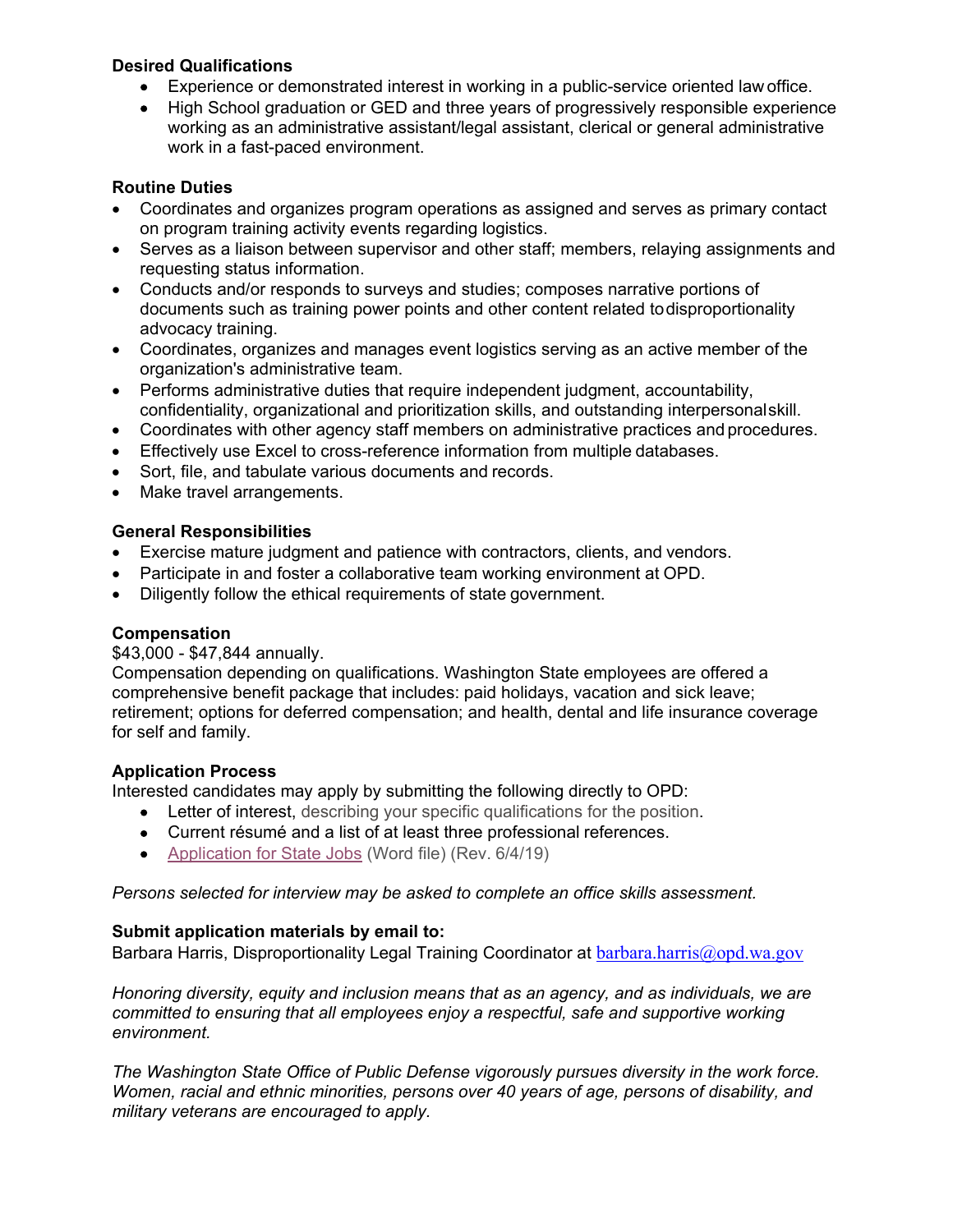**Desired Qualifications**

- Experience or demonstrated interest in working in a public-service oriented law office.
- High School graduation or GED and three years of progressively responsible experience working as an administrative assistant/legal assistant, clerical or general administrative work in a fast-paced environment.

**Routine Duties**

- Coordinates and organizes program operations as assigned and serves as primary contact on program training activity events regarding logistics.
- Serves as a liaison between supervisor and other staff; members, relaying assignments and requesting status information.
- Conducts and/or responds to surveys and studies; composes narrative portions of documents such as training power points and other content related to disproportionality advocacy training.
- Coordinates, organizes and manages event logistics serving as an active member of the organization's administrative team.
- Performs administrative duties that require independent judgment, accountability, confidentiality, organizational and prioritization skills, and outstanding interpersonal skill.
- Coordinates with other agency staff members on administrative practices and procedures.
- Effectively use Excel to cross-reference information from multiple databases.
- Sort, file, and tabulate various documents and records.
- Make travel arrangements.

**General Responsibilities**

- Exercise mature judgment and patience with contractors, clients, and vendors.
- Participate in and foster a collaborative team working environment at OPD.
- Diligently follow the ethical requirements of state government.

**Compensation**

$43,000 - $47,844 annually.

Compensation depending on qualifications. Washington State employees are offered a comprehensive benefit package that includes: paid holidays, vacation and sick leave; retirement; options for deferred compensation; and health, dental and life insurance coverage for self and family.

**Application Process**

Interested candidates may apply by submitting the following directly to OPD:

- Letter of interest, describing your specific qualifications for the position.
- Current résumé and a list of at least three professional references.
- Application for State Jobs (Word file) (Rev. 6/4/19)

*Persons selected for interview may be asked to complete an office skills assessment.*

**Submit application materials by email to:**

Barbara Harris, Disproportionality Legal Training Coordinator at barbara.harris@opd.wa.gov

*Honoring diversity, equity and inclusion means that as an agency, and as individuals, we are committed to ensuring that all employees enjoy a respectful, safe and supportive working environment.*

*The Washington State Office of Public Defense vigorously pursues diversity in the work force. Women, racial and ethnic minorities, persons over 40 years of age, persons of disability, and military veterans are encouraged to apply.*